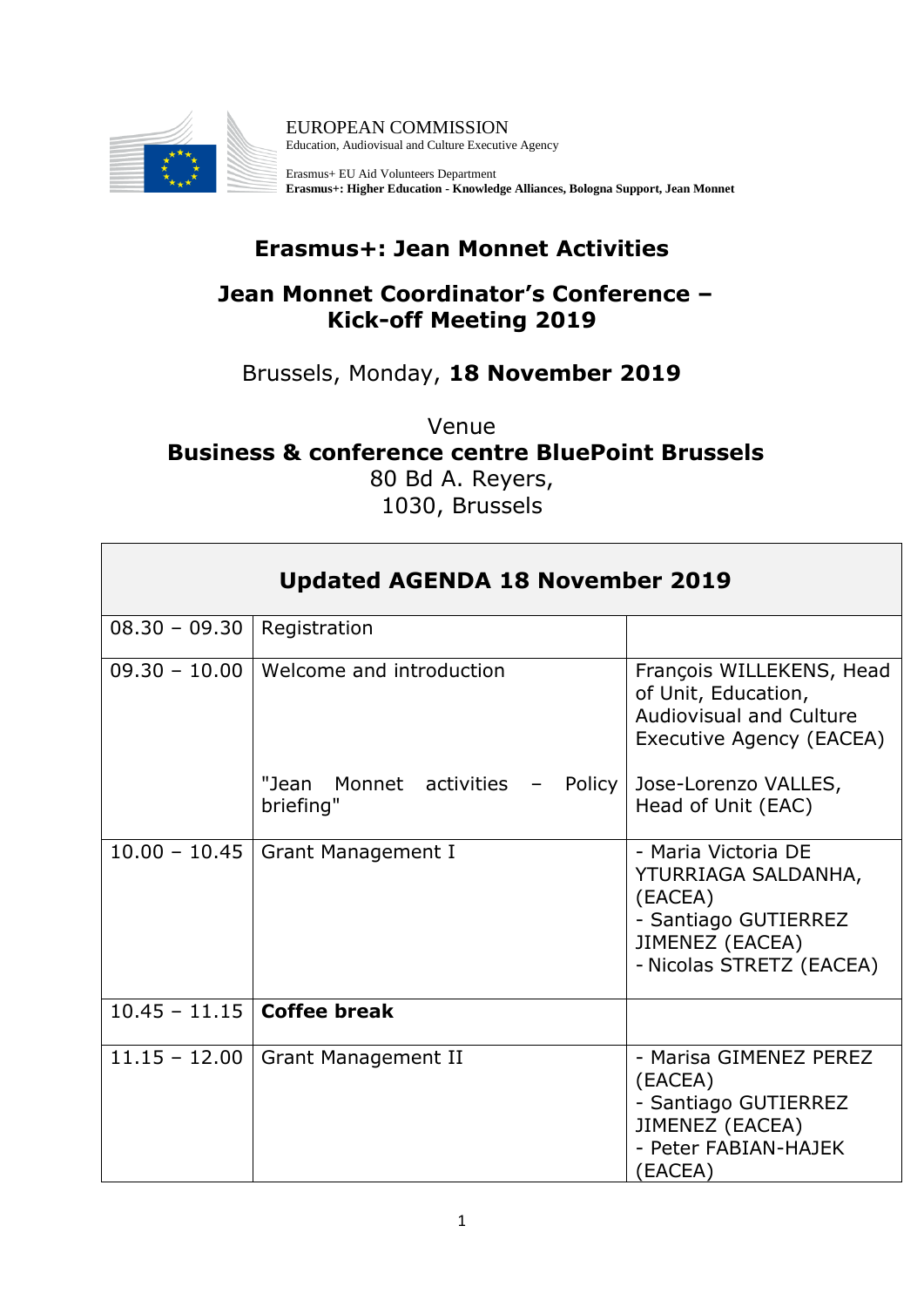EUROPEAN COMMISSION
Education, Audiovisual and Culture Executive Agency

Erasmus+ EU Aid Volunteers Department
**Erasmus+: Higher Education - Knowledge Alliances, Bologna Support, Jean Monnet**

# Erasmus+: Jean Monnet Activities

## Jean Monnet Coordinator's Conference – Kick-off Meeting 2019

Brussels, Monday, **18 November 2019**

Venue
**Business & conference centre BluePoint Brussels**
80 Bd A. Reyers,
1030, Brussels

| **Updated AGENDA 18 November 2019** | | |
|---|---|---|
| 08.30 – 09.30 | Registration | |
| 09.30 – 10.00 | Welcome and introduction<br><br>"Jean Monnet activities – Policy briefing" | François WILLEKENS, Head of Unit, Education, Audiovisual and Culture Executive Agency (EACEA)<br><br>Jose-Lorenzo VALLES, Head of Unit (EAC) |
| 10.00 – 10.45 | Grant Management I | - Maria Victoria DE YTURRIAGA SALDANHA, (EACEA)<br>- Santiago GUTIERREZ JIMENEZ (EACEA)<br>- Nicolas STRETZ (EACEA) |
| 10.45 – 11.15 | **Coffee break** | |
| 11.15 – 12.00 | Grant Management II | - Marisa GIMENEZ PEREZ (EACEA)<br>- Santiago GUTIERREZ JIMENEZ (EACEA)<br>- Peter FABIAN-HAJEK (EACEA) |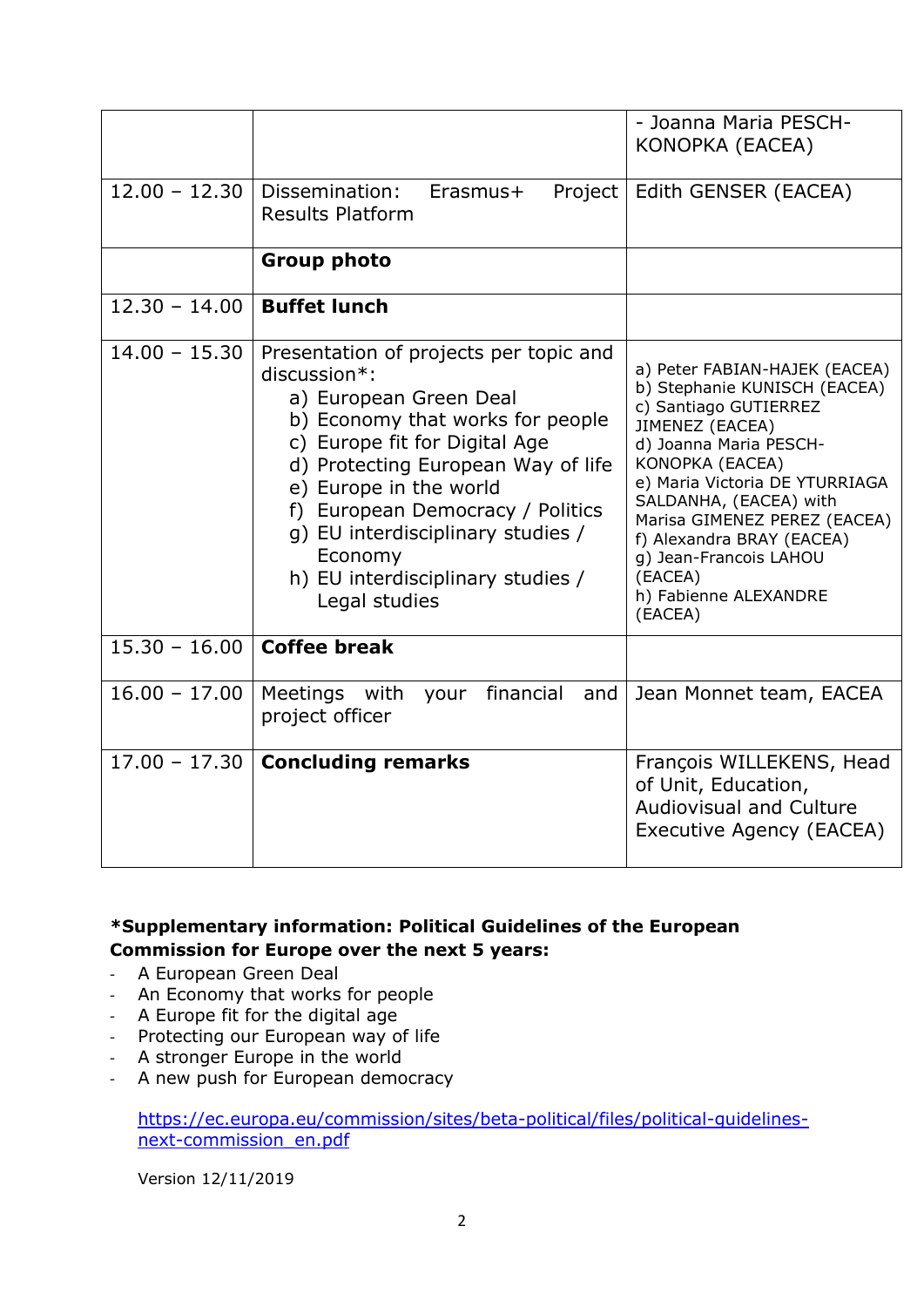| | | |
|---|---|---|
| | | - Joanna Maria PESCH-KONOPKA (EACEA) |
| 12.00 – 12.30 | Dissemination: Erasmus+ Project Results Platform | Edith GENSER (EACEA) |
| | **Group photo** | |
| 12.30 – 14.00 | **Buffet lunch** | |
| 14.00 – 15.30 | Presentation of projects per topic and discussion*:<br>a) European Green Deal<br>b) Economy that works for people<br>c) Europe fit for Digital Age<br>d) Protecting European Way of life<br>e) Europe in the world<br>f) European Democracy / Politics<br>g) EU interdisciplinary studies / Economy<br>h) EU interdisciplinary studies / Legal studies | a) Peter FABIAN-HAJEK (EACEA)<br>b) Stephanie KUNISCH (EACEA)<br>c) Santiago GUTIERREZ JIMENEZ (EACEA)<br>d) Joanna Maria PESCH-KONOPKA (EACEA)<br>e) Maria Victoria DE YTURRIAGA SALDANHA, (EACEA) with Marisa GIMENEZ PEREZ (EACEA)<br>f) Alexandra BRAY (EACEA)<br>g) Jean-Francois LAHOU (EACEA)<br>h) Fabienne ALEXANDRE (EACEA) |
| 15.30 – 16.00 | **Coffee break** | |
| 16.00 – 17.00 | Meetings with your financial and project officer | Jean Monnet team, EACEA |
| 17.00 – 17.30 | **Concluding remarks** | François WILLEKENS, Head of Unit, Education, Audiovisual and Culture Executive Agency (EACEA) |

**\*Supplementary information: Political Guidelines of the European Commission for Europe over the next 5 years:**

- A European Green Deal
- An Economy that works for people
- A Europe fit for the digital age
- Protecting our European way of life
- A stronger Europe in the world
- A new push for European democracy

https://ec.europa.eu/commission/sites/beta-political/files/political-guidelines-next-commission_en.pdf

Version 12/11/2019